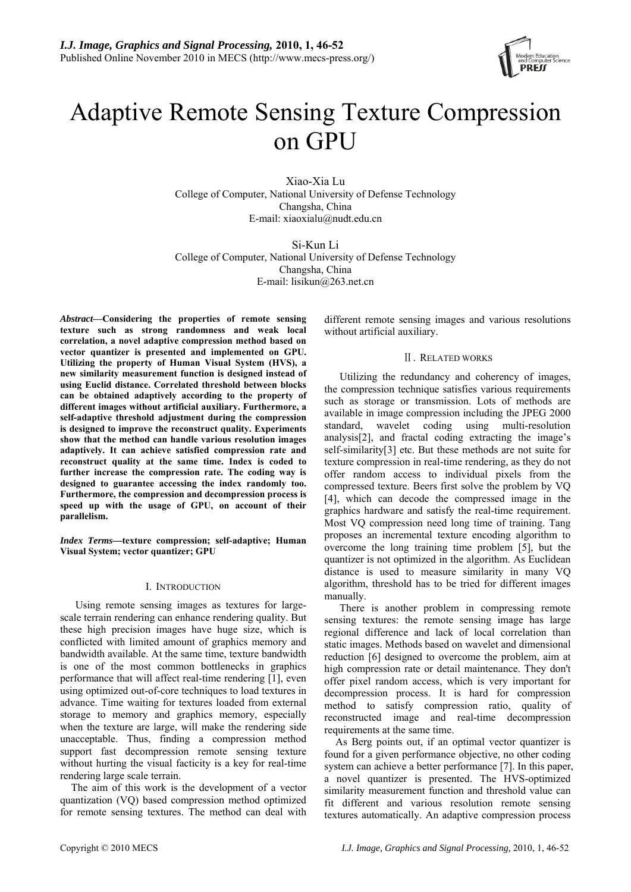# Adaptive Remote Sensing Texture Compression on GPU

Xiao-Xia Lu
College of Computer, National University of Defense Technology
Changsha, China
E-mail: xiaoxialu@nudt.edu.cn

Si-Kun Li
College of Computer, National University of Defense Technology
Changsha, China
E-mail: lisikun@263.net.cn

***Abstract*—Considering the properties of remote sensing texture such as strong randomness and weak local correlation, a novel adaptive compression method based on vector quantizer is presented and implemented on GPU. Utilizing the property of Human Visual System (HVS), a new similarity measurement function is designed instead of using Euclid distance. Correlated threshold between blocks can be obtained adaptively according to the property of different images without artificial auxiliary. Furthermore, a self-adaptive threshold adjustment during the compression is designed to improve the reconstruct quality. Experiments show that the method can handle various resolution images adaptively. It can achieve satisfied compression rate and reconstruct quality at the same time. Index is coded to further increase the compression rate. The coding way is designed to guarantee accessing the index randomly too. Furthermore, the compression and decompression process is speed up with the usage of GPU, on account of their parallelism.**

***Index Terms*—texture compression; self-adaptive; Human Visual System; vector quantizer; GPU**

## I. Introduction

Using remote sensing images as textures for large-scale terrain rendering can enhance rendering quality. But these high precision images have huge size, which is conflicted with limited amount of graphics memory and bandwidth available. At the same time, texture bandwidth is one of the most common bottlenecks in graphics performance that will affect real-time rendering [1], even using optimized out-of-core techniques to load textures in advance. Time waiting for textures loaded from external storage to memory and graphics memory, especially when the texture are large, will make the rendering side unacceptable. Thus, finding a compression method support fast decompression remote sensing texture without hurting the visual facticity is a key for real-time rendering large scale terrain.

The aim of this work is the development of a vector quantization (VQ) based compression method optimized for remote sensing textures. The method can deal with different remote sensing images and various resolutions without artificial auxiliary.

## Ⅱ. Related works

Utilizing the redundancy and coherency of images, the compression technique satisfies various requirements such as storage or transmission. Lots of methods are available in image compression including the JPEG 2000 standard, wavelet coding using multi-resolution analysis[2], and fractal coding extracting the image's self-similarity[3] etc. But these methods are not suite for texture compression in real-time rendering, as they do not offer random access to individual pixels from the compressed texture. Beers first solve the problem by VQ [4], which can decode the compressed image in the graphics hardware and satisfy the real-time requirement. Most VQ compression need long time of training. Tang proposes an incremental texture encoding algorithm to overcome the long training time problem [5], but the quantizer is not optimized in the algorithm. As Euclidean distance is used to measure similarity in many VQ algorithm, threshold has to be tried for different images manually.

There is another problem in compressing remote sensing textures: the remote sensing image has large regional difference and lack of local correlation than static images. Methods based on wavelet and dimensional reduction [6] designed to overcome the problem, aim at high compression rate or detail maintenance. They don't offer pixel random access, which is very important for decompression process. It is hard for compression method to satisfy compression ratio, quality of reconstructed image and real-time decompression requirements at the same time.

As Berg points out, if an optimal vector quantizer is found for a given performance objective, no other coding system can achieve a better performance [7]. In this paper, a novel quantizer is presented. The HVS-optimized similarity measurement function and threshold value can fit different and various resolution remote sensing textures automatically. An adaptive compression process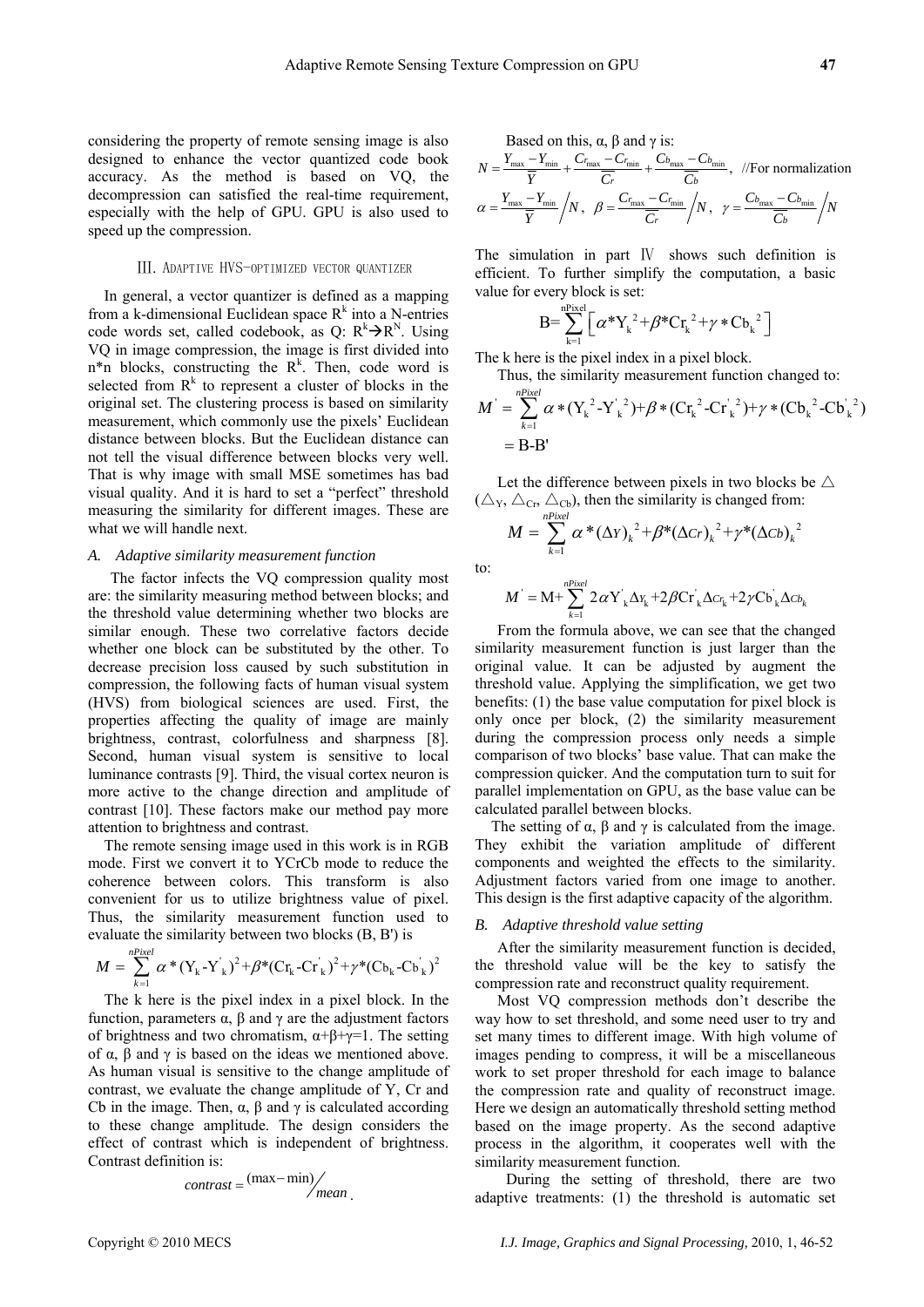considering the property of remote sensing image is also designed to enhance the vector quantized code book accuracy. As the method is based on VQ, the decompression can satisfied the real-time requirement, especially with the help of GPU. GPU is also used to speed up the compression.

## III. ADAPTIVE HVS-OPTIMIZED VECTOR QUANTIZER

In general, a vector quantizer is defined as a mapping from a k-dimensional Euclidean space $R^k$ into a N-entries code words set, called codebook, as Q: $R^k \rightarrow R^N$. Using VQ in image compression, the image is first divided into n*n blocks, constructing the $R^k$. Then, code word is selected from $R^k$ to represent a cluster of blocks in the original set. The clustering process is based on similarity measurement, which commonly use the pixels' Euclidean distance between blocks. But the Euclidean distance can not tell the visual difference between blocks very well. That is why image with small MSE sometimes has bad visual quality. And it is hard to set a "perfect" threshold measuring the similarity for different images. These are what we will handle next.

### *A. Adaptive similarity measurement function*

The factor infects the VQ compression quality most are: the similarity measuring method between blocks; and the threshold value determining whether two blocks are similar enough. These two correlative factors decide whether one block can be substituted by the other. To decrease precision loss caused by such substitution in compression, the following facts of human visual system (HVS) from biological sciences are used. First, the properties affecting the quality of image are mainly brightness, contrast, colorfulness and sharpness [8]. Second, human visual system is sensitive to local luminance contrasts [9]. Third, the visual cortex neuron is more active to the change direction and amplitude of contrast [10]. These factors make our method pay more attention to brightness and contrast.

The remote sensing image used in this work is in RGB mode. First we convert it to YCrCb mode to reduce the coherence between colors. This transform is also convenient for us to utilize brightness value of pixel. Thus, the similarity measurement function used to evaluate the similarity between two blocks (B, B') is

$$M = \sum_{k=1}^{nPixel} \alpha * (Y_k - Y'_k)^2 + \beta * (Cr_k - Cr'_k)^2 + \gamma * (Cb_k - Cb'_k)^2$$

The k here is the pixel index in a pixel block. In the function, parameters α, β and γ are the adjustment factors of brightness and two chromatism, α+β+γ=1. The setting of α, β and γ is based on the ideas we mentioned above. As human visual is sensitive to the change amplitude of contrast, we evaluate the change amplitude of Y, Cr and Cb in the image. Then, α, β and γ is calculated according to these change amplitude. The design considers the effect of contrast which is independent of brightness. Contrast definition is:

$$contrast = (\max - \min) \Big/ mean \, .$$

Based on this, α, β and γ is:

$$N = \frac{Y_{\max} - Y_{\min}}{\overline{Y}} + \frac{Cr_{\max} - Cr_{\min}}{\overline{Cr}} + \frac{Cb_{\max} - Cb_{\min}}{\overline{Cb}}, \quad \text{//For normalization}$$

$$\alpha = \frac{Y_{\max} - Y_{\min}}{\overline{Y}} \Big/ N, \quad \beta = \frac{Cr_{\max} - Cr_{\min}}{\overline{Cr}} \Big/ N, \quad \gamma = \frac{Cb_{\max} - Cb_{\min}}{\overline{Cb}} \Big/ N$$

The simulation in part Ⅳ shows such definition is efficient. To further simplify the computation, a basic value for every block is set:

$$B = \sum_{k=1}^{nPixel} \left[ \alpha * Y_k^2 + \beta * Cr_k^2 + \gamma * Cb_k^2 \right]$$

The k here is the pixel index in a pixel block.

Thus, the similarity measurement function changed to:

$$M' = \sum_{k=1}^{nPixel} \alpha * (Y_k^2 - Y'^2_k) + \beta * (Cr_k^2 - Cr'^2_k) + \gamma * (Cb_k^2 - Cb'^2_k)$$
$$= B - B'$$

Let the difference between pixels in two blocks be △ (△$_Y$, △$_{Cr}$, △$_{Cb}$), then the similarity is changed from:

$$M = \sum_{k=1}^{nPixel} \alpha * (\Delta Y)_k^2 + \beta * (\Delta Cr)_k^2 + \gamma * (\Delta Cb)_k^2$$

to:

$$M' = M + \sum_{k=1}^{nPixel} 2\alpha Y'_k \Delta_{Y_k} + 2\beta Cr'_k \Delta_{Cr_k} + 2\gamma Cb'_k \Delta_{Cb_k}$$

From the formula above, we can see that the changed similarity measurement function is just larger than the original value. It can be adjusted by augment the threshold value. Applying the simplification, we get two benefits: (1) the base value computation for pixel block is only once per block, (2) the similarity measurement during the compression process only needs a simple comparison of two blocks' base value. That can make the compression quicker. And the computation turn to suit for parallel implementation on GPU, as the base value can be calculated parallel between blocks.

The setting of α, β and γ is calculated from the image. They exhibit the variation amplitude of different components and weighted the effects to the similarity. Adjustment factors varied from one image to another. This design is the first adaptive capacity of the algorithm.

### *B. Adaptive threshold value setting*

After the similarity measurement function is decided, the threshold value will be the key to satisfy the compression rate and reconstruct quality requirement.

Most VQ compression methods don't describe the way how to set threshold, and some need user to try and set many times to different image. With high volume of images pending to compress, it will be a miscellaneous work to set proper threshold for each image to balance the compression rate and quality of reconstruct image. Here we design an automatically threshold setting method based on the image property. As the second adaptive process in the algorithm, it cooperates well with the similarity measurement function.

During the setting of threshold, there are two adaptive treatments: (1) the threshold is automatic set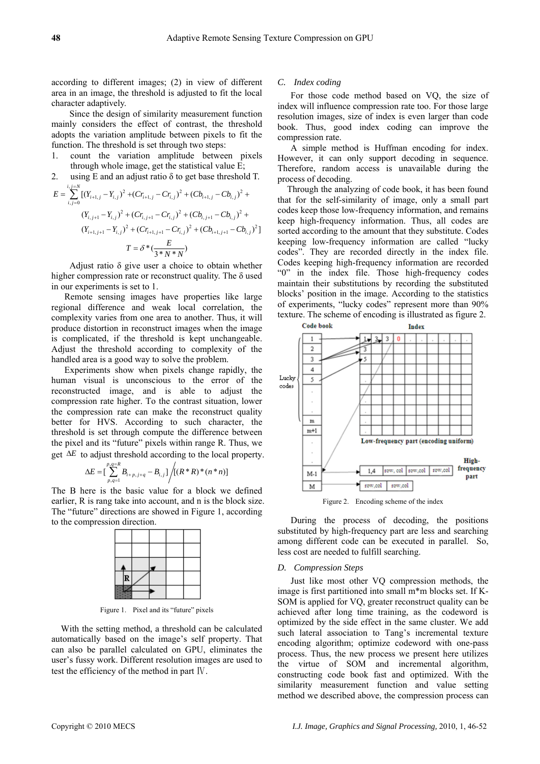according to different images; (2) in view of different area in an image, the threshold is adjusted to fit the local character adaptively.

Since the design of similarity measurement function mainly considers the effect of contrast, the threshold adopts the variation amplitude between pixels to fit the function. The threshold is set through two steps:

1. count the variation amplitude between pixels through whole image, get the statistical value E;
2. using E and an adjust ratio δ to get base threshold T.

$$E = \sum_{i,j=0}^{i,j=N} [(Y_{i+1,j} - Y_{i,j})^2 + (Cr_{i+1,j} - Cr_{i,j})^2 + (Cb_{i+1,j} - Cb_{i,j})^2 + (Y_{i,j+1} - Y_{i,j})^2 + (Cr_{i,j+1} - Cr_{i,j})^2 + (Cb_{i,j+1} - Cb_{i,j})^2 + (Y_{i+1,j+1} - Y_{i,j})^2 + (Cr_{i+1,j+1} - Cr_{i,j})^2 + (Cb_{i+1,j+1} - Cb_{i,j})^2]$$

$$T = \delta * (\frac{E}{3*N*N})$$

Adjust ratio δ give user a choice to obtain whether higher compression rate or reconstruct quality. The δ used in our experiments is set to 1.

Remote sensing images have properties like large regional difference and weak local correlation, the complexity varies from one area to another. Thus, it will produce distortion in reconstruct images when the image is complicated, if the threshold is kept unchangeable. Adjust the threshold according to complexity of the handled area is a good way to solve the problem.

Experiments show when pixels change rapidly, the human visual is unconscious to the error of the reconstructed image, and is able to adjust the compression rate higher. To the contrast situation, lower the compression rate can make the reconstruct quality better for HVS. According to such character, the threshold is set through compute the difference between the pixel and its "future" pixels within range R. Thus, we get $\Delta E$ to adjust threshold according to the local property.

$$\Delta E = [\sum_{p,q=1}^{p,q=R} B_{i+p,j+q} - B_{i,j}] \Big/ [(R*R)*(n*n)]$$

The B here is the basic value for a block we defined earlier, R is rang take into account, and n is the block size. The "future" directions are showed in Figure 1, according to the compression direction.

Figure 1. Pixel and its "future" pixels

With the setting method, a threshold can be calculated automatically based on the image's self property. That can also be parallel calculated on GPU, eliminates the user's fussy work. Different resolution images are used to test the efficiency of the method in part Ⅳ.

### C. Index coding

For those code method based on VQ, the size of index will influence compression rate too. For those large resolution images, size of index is even larger than code book. Thus, good index coding can improve the compression rate.

A simple method is Huffman encoding for index. However, it can only support decoding in sequence. Therefore, random access is unavailable during the process of decoding.

Through the analyzing of code book, it has been found that for the self-similarity of image, only a small part codes keep those low-frequency information, and remains keep high-frequency information. Thus, all codes are sorted according to the amount that they substitute. Codes keeping low-frequency information are called "lucky codes". They are recorded directly in the index file. Codes keeping high-frequency information are recorded "0" in the index file. Those high-frequency codes maintain their substitutions by recording the substituted blocks' position in the image. According to the statistics of experiments, "lucky codes" represent more than 90% texture. The scheme of encoding is illustrated as figure 2.

Figure 2. Encoding scheme of the index

During the process of decoding, the positions substituted by high-frequency part are less and searching among different code can be executed in parallel. So, less cost are needed to fulfill searching.

### D. Compression Steps

Just like most other VQ compression methods, the image is first partitioned into small m*m blocks set. If K-SOM is applied for VQ, greater reconstruct quality can be achieved after long time training, as the codeword is optimized by the side effect in the same cluster. We add such lateral association to Tang's incremental texture encoding algorithm; optimize codeword with one-pass process. Thus, the new process we present here utilizes the virtue of SOM and incremental algorithm, constructing code book fast and optimized. With the similarity measurement function and value setting method we described above, the compression process can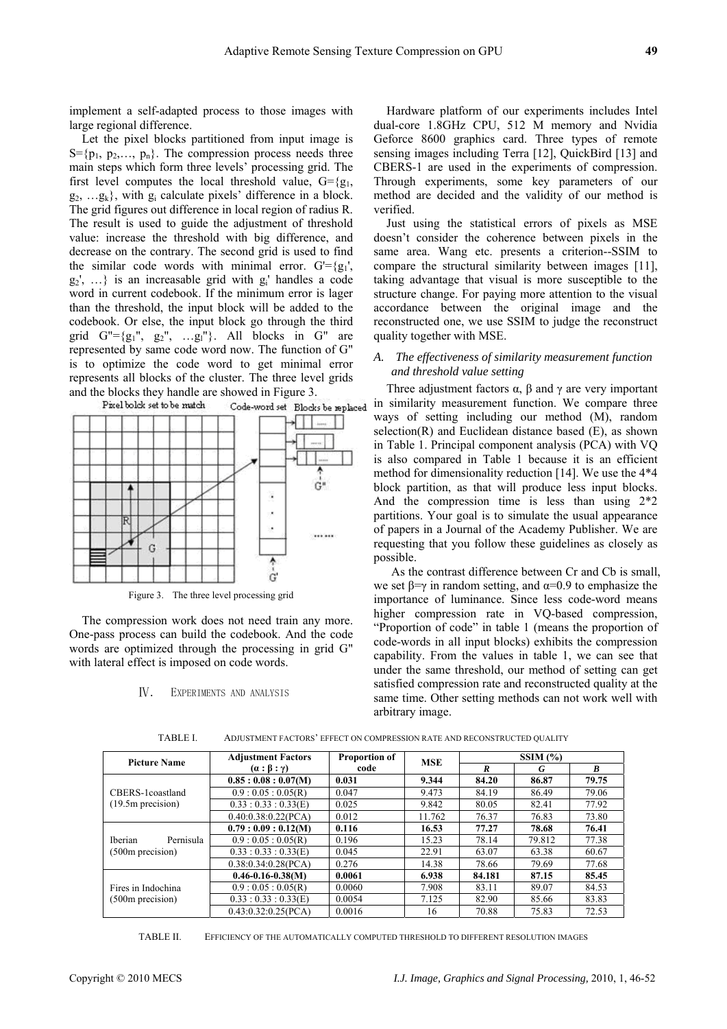implement a self-adapted process to those images with large regional difference.

Let the pixel blocks partitioned from input image is $S=\{p_1, p_2, \ldots, p_n\}$. The compression process needs three main steps which form three levels' processing grid. The first level computes the local threshold value, $G=\{g_1, g_2, \ldots g_k\}$, with $g_i$ calculate pixels' difference in a block. The grid figures out difference in local region of radius R. The result is used to guide the adjustment of threshold value: increase the threshold with big difference, and decrease on the contrary. The second grid is used to find the similar code words with minimal error. $G'=\{g_1', g_2', \ldots\}$ is an increasable grid with $g_i'$ handles a code word in current codebook. If the minimum error is lager than the threshold, the input block will be added to the codebook. Or else, the input block go through the third grid $G''=\{g_1'', g_2'', \ldots g_l''\}$. All blocks in G'' are represented by same code word now. The function of G'' is to optimize the code word to get minimal error represents all blocks of the cluster. The three level grids and the blocks they handle are showed in Figure 3.

Figure 3. The three level processing grid

The compression work does not need train any more. One-pass process can build the codebook. And the code words are optimized through the processing in grid G'' with lateral effect is imposed on code words.

## IV. EXPERIMENTS AND ANALYSIS

Hardware platform of our experiments includes Intel dual-core 1.8GHz CPU, 512 M memory and Nvidia Geforce 8600 graphics card. Three types of remote sensing images including Terra [12], QuickBird [13] and CBERS-1 are used in the experiments of compression. Through experiments, some key parameters of our method are decided and the validity of our method is verified.

Just using the statistical errors of pixels as MSE doesn't consider the coherence between pixels in the same area. Wang etc. presents a criterion--SSIM to compare the structural similarity between images [11], taking advantage that visual is more susceptible to the structure change. For paying more attention to the visual accordance between the original image and the reconstructed one, we use SSIM to judge the reconstruct quality together with MSE.

### *A. The effectiveness of similarity measurement function and threshold value setting*

Three adjustment factors α, β and γ are very important in similarity measurement function. We compare three ways of setting including our method (M), random selection(R) and Euclidean distance based (E), as shown in Table 1. Principal component analysis (PCA) with VQ is also compared in Table 1 because it is an efficient method for dimensionality reduction [14]. We use the 4*4 block partition, as that will produce less input blocks. And the compression time is less than using 2*2 partitions. Your goal is to simulate the usual appearance of papers in a Journal of the Academy Publisher. We are requesting that you follow these guidelines as closely as possible.

As the contrast difference between Cr and Cb is small, we set β=γ in random setting, and α=0.9 to emphasize the importance of luminance. Since less code-word means higher compression rate in VQ-based compression, "Proportion of code" in table 1 (means the proportion of code-words in all input blocks) exhibits the compression capability. From the values in table 1, we can see that under the same threshold, our method of setting can get satisfied compression rate and reconstructed quality at the same time. Other setting methods can not work well with arbitrary image.

TABLE I. ADJUSTMENT FACTORS' EFFECT ON COMPRESSION RATE AND RECONSTRUCTED QUALITY

| Picture Name | Adjustment Factors (α : β : γ) | Proportion of code | MSE | SSIM (%) | | |
|---|---|---|---|---|---|---|
| | | | | *R* | *G* | *B* |
| CBERS-1coastland (19.5m precision) | **0.85 : 0.08 : 0.07(M)** | **0.031** | **9.344** | **84.20** | **86.87** | **79.75** |
| | 0.9 : 0.05 : 0.05(R) | 0.047 | 9.473 | 84.19 | 86.49 | 79.06 |
| | 0.33 : 0.33 : 0.33(E) | 0.025 | 9.842 | 80.05 | 82.41 | 77.92 |
| | 0.40:0.38:0.22(PCA) | 0.012 | 11.762 | 76.37 | 76.83 | 73.80 |
| Iberian Pernisula (500m precision) | **0.79 : 0.09 : 0.12(M)** | **0.116** | **16.53** | **77.27** | **78.68** | **76.41** |
| | 0.9 : 0.05 : 0.05(R) | 0.196 | 15.23 | 78.14 | 79.812 | 77.38 |
| | 0.33 : 0.33 : 0.33(E) | 0.045 | 22.91 | 63.07 | 63.38 | 60.67 |
| | 0.38:0.34:0.28(PCA) | 0.276 | 14.38 | 78.66 | 79.69 | 77.68 |
| Fires in Indochina (500m precision) | **0.46-0.16-0.38(M)** | **0.0061** | **6.938** | **84.181** | **87.15** | **85.45** |
| | 0.9 : 0.05 : 0.05(R) | 0.0060 | 7.908 | 83.11 | 89.07 | 84.53 |
| | 0.33 : 0.33 : 0.33(E) | 0.0054 | 7.125 | 82.90 | 85.66 | 83.83 |
| | 0.43:0.32:0.25(PCA) | 0.0016 | 16 | 70.88 | 75.83 | 72.53 |

TABLE II. EFFICIENCY OF THE AUTOMATICALLY COMPUTED THRESHOLD TO DIFFERENT RESOLUTION IMAGES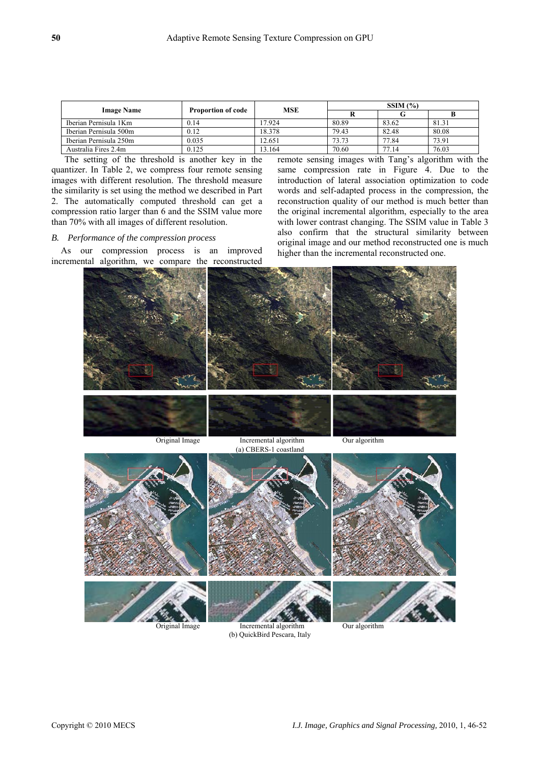| Image Name | Proportion of code | MSE | SSIM (%) | | |
|---|---|---|---|---|---|
| | | | R | G | B |
| Iberian Pernisula 1Km | 0.14 | 17.924 | 80.89 | 83.62 | 81.31 |
| Iberian Pernisula 500m | 0.12 | 18.378 | 79.43 | 82.48 | 80.08 |
| Iberian Pernisula 250m | 0.035 | 12.651 | 73.73 | 77.84 | 73.91 |
| Australia Fires 2.4m | 0.125 | 13.164 | 70.60 | 77.14 | 76.03 |

The setting of the threshold is another key in the quantizer. In Table 2, we compress four remote sensing images with different resolution. The threshold measure the similarity is set using the method we described in Part 2. The automatically computed threshold can get a compression ratio larger than 6 and the SSIM value more than 70% with all images of different resolution.

### *B. Performance of the compression process*

As our compression process is an improved incremental algorithm, we compare the reconstructed remote sensing images with Tang's algorithm with the same compression rate in Figure 4. Due to the introduction of lateral association optimization to code words and self-adapted process in the compression, the reconstruction quality of our method is much better than the original incremental algorithm, especially to the area with lower contrast changing. The SSIM value in Table 3 also confirm that the structural similarity between original image and our method reconstructed one is much higher than the incremental reconstructed one.

Original Image Incremental algorithm Our algorithm

(a) CBERS-1 coastland

Original Image Incremental algorithm Our algorithm

(b) QuickBird Pescara, Italy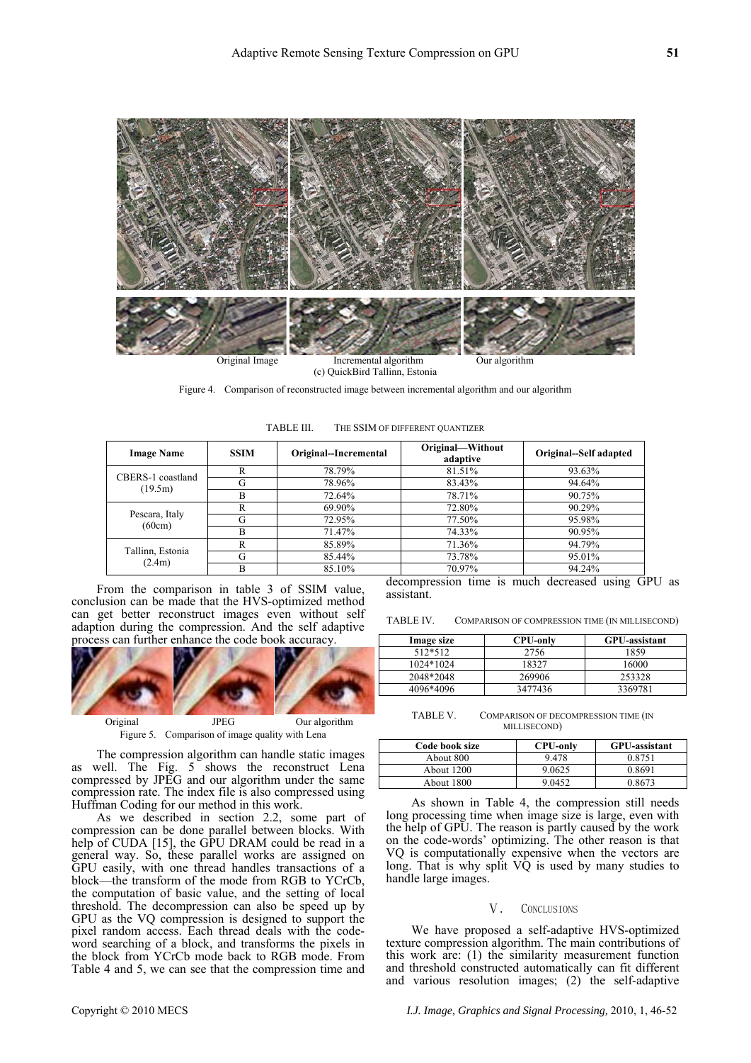Original Image Incremental algorithm Our algorithm

(c) QuickBird Tallinn, Estonia

Figure 4. Comparison of reconstructed image between incremental algorithm and our algorithm

TABLE III. THE SSIM OF DIFFERENT QUANTIZER

| Image Name | SSIM | Original--Incremental | Original—Without adaptive | Original--Self adapted |
|---|---|---|---|---|
| CBERS-1 coastland (19.5m) | R | 78.79% | 81.51% | 93.63% |
| | G | 78.96% | 83.43% | 94.64% |
| | B | 72.64% | 78.71% | 90.75% |
| Pescara, Italy (60cm) | R | 69.90% | 72.80% | 90.29% |
| | G | 72.95% | 77.50% | 95.98% |
| | B | 71.47% | 74.33% | 90.95% |
| Tallinn, Estonia (2.4m) | R | 85.89% | 71.36% | 94.79% |
| | G | 85.44% | 73.78% | 95.01% |
| | B | 85.10% | 70.97% | 94.24% |

From the comparison in table 3 of SSIM value, conclusion can be made that the HVS-optimized method can get better reconstruct images even without self adaption during the compression. And the self adaptive process can further enhance the code book accuracy.

Original JPEG Our algorithm

Figure 5. Comparison of image quality with Lena

The compression algorithm can handle static images as well. The Fig. 5 shows the reconstruct Lena compressed by JPEG and our algorithm under the same compression rate. The index file is also compressed using Huffman Coding for our method in this work.

As we described in section 2.2, some part of compression can be done parallel between blocks. With help of CUDA [15], the GPU DRAM could be read in a general way. So, these parallel works are assigned on GPU easily, with one thread handles transactions of a block—the transform of the mode from RGB to YCrCb, the computation of basic value, and the setting of local threshold. The decompression can also be speed up by GPU as the VQ compression is designed to support the pixel random access. Each thread deals with the code-word searching of a block, and transforms the pixels in the block from YCrCb mode back to RGB mode. From Table 4 and 5, we can see that the compression time and decompression time is much decreased using GPU as assistant.

TABLE IV. COMPARISON OF COMPRESSION TIME (IN MILLISECOND)

| Image size | CPU-only | GPU-assistant |
|---|---|---|
| 512*512 | 2756 | 1859 |
| 1024*1024 | 18327 | 16000 |
| 2048*2048 | 269906 | 253328 |
| 4096*4096 | 3477436 | 3369781 |

TABLE V. COMPARISON OF DECOMPRESSION TIME (IN MILLISECOND)

| Code book size | CPU-only | GPU-assistant |
|---|---|---|
| About 800 | 9.478 | 0.8751 |
| About 1200 | 9.0625 | 0.8691 |
| About 1800 | 9.0452 | 0.8673 |

As shown in Table 4, the compression still needs long processing time when image size is large, even with the help of GPU. The reason is partly caused by the work on the code-words' optimizing. The other reason is that VQ is computationally expensive when the vectors are long. That is why split VQ is used by many studies to handle large images.

## V. CONCLUSIONS

We have proposed a self-adaptive HVS-optimized texture compression algorithm. The main contributions of this work are: (1) the similarity measurement function and threshold constructed automatically can fit different and various resolution images; (2) the self-adaptive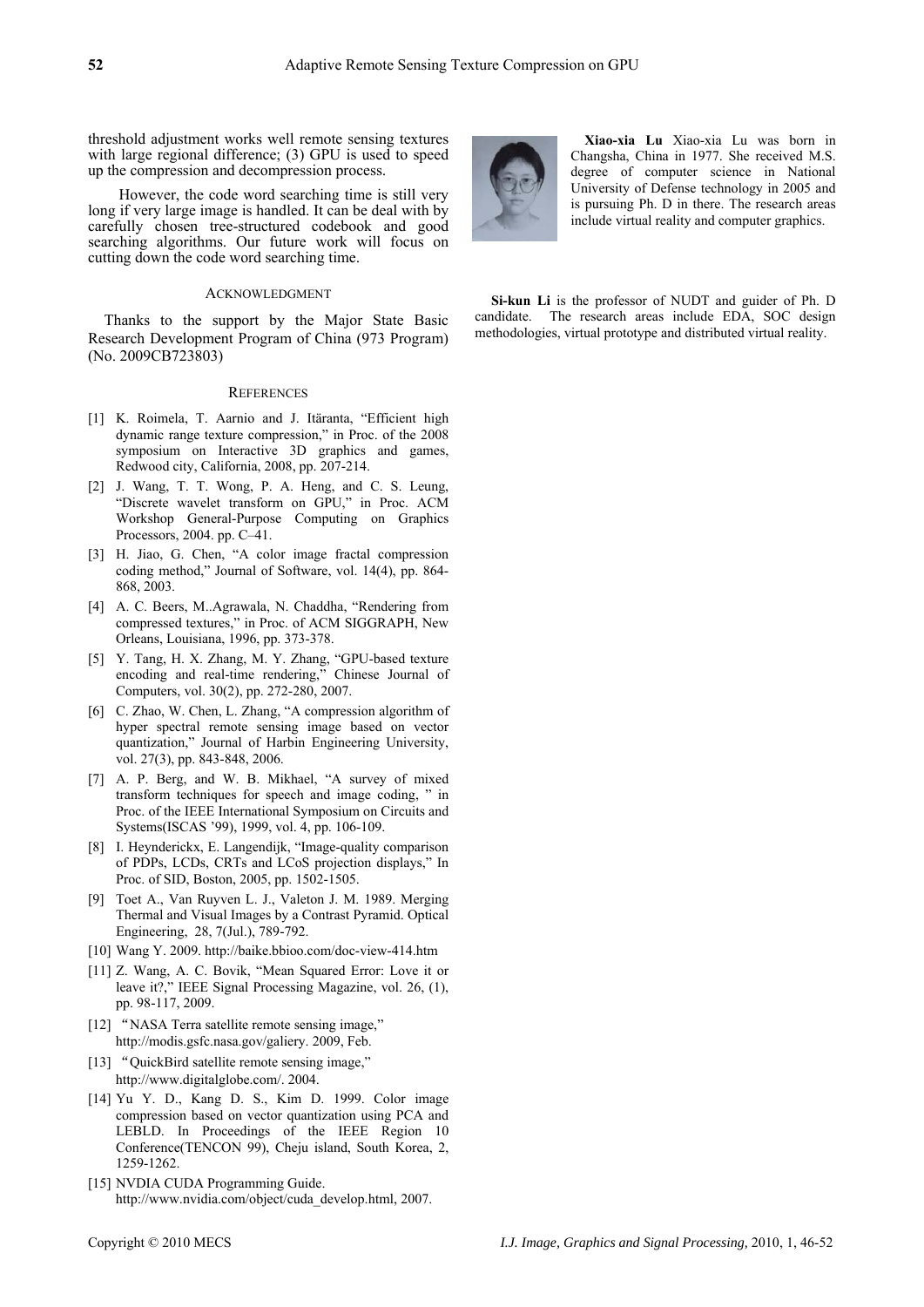threshold adjustment works well remote sensing textures with large regional difference; (3) GPU is used to speed up the compression and decompression process.

However, the code word searching time is still very long if very large image is handled. It can be deal with by carefully chosen tree-structured codebook and good searching algorithms. Our future work will focus on cutting down the code word searching time.

## ACKNOWLEDGMENT

Thanks to the support by the Major State Basic Research Development Program of China (973 Program) (No. 2009CB723803)

## REFERENCES

[1] K. Roimela, T. Aarnio and J. Itäranta, "Efficient high dynamic range texture compression," in Proc. of the 2008 symposium on Interactive 3D graphics and games, Redwood city, California, 2008, pp. 207-214.

[2] J. Wang, T. T. Wong, P. A. Heng, and C. S. Leung, "Discrete wavelet transform on GPU," in Proc. ACM Workshop General-Purpose Computing on Graphics Processors, 2004. pp. C–41.

[3] H. Jiao, G. Chen, "A color image fractal compression coding method," Journal of Software, vol. 14(4), pp. 864-868, 2003.

[4] A. C. Beers, M..Agrawala, N. Chaddha, "Rendering from compressed textures," in Proc. of ACM SIGGRAPH, New Orleans, Louisiana, 1996, pp. 373-378.

[5] Y. Tang, H. X. Zhang, M. Y. Zhang, "GPU-based texture encoding and real-time rendering," Chinese Journal of Computers, vol. 30(2), pp. 272-280, 2007.

[6] C. Zhao, W. Chen, L. Zhang, "A compression algorithm of hyper spectral remote sensing image based on vector quantization," Journal of Harbin Engineering University, vol. 27(3), pp. 843-848, 2006.

[7] A. P. Berg, and W. B. Mikhael, "A survey of mixed transform techniques for speech and image coding, " in Proc. of the IEEE International Symposium on Circuits and Systems(ISCAS '99), 1999, vol. 4, pp. 106-109.

[8] I. Heynderickx, E. Langendijk, "Image-quality comparison of PDPs, LCDs, CRTs and LCoS projection displays," In Proc. of SID, Boston, 2005, pp. 1502-1505.

[9] Toet A., Van Ruyven L. J., Valeton J. M. 1989. Merging Thermal and Visual Images by a Contrast Pyramid. Optical Engineering, 28, 7(Jul.), 789-792.

[10] Wang Y. 2009. http://baike.bbioo.com/doc-view-414.htm

[11] Z. Wang, A. C. Bovik, "Mean Squared Error: Love it or leave it?," IEEE Signal Processing Magazine, vol. 26, (1), pp. 98-117, 2009.

[12] "NASA Terra satellite remote sensing image," http://modis.gsfc.nasa.gov/galiery. 2009, Feb.

[13] "QuickBird satellite remote sensing image," http://www.digitalglobe.com/. 2004.

[14] Yu Y. D., Kang D. S., Kim D. 1999. Color image compression based on vector quantization using PCA and LEBLD. In Proceedings of the IEEE Region 10 Conference(TENCON 99), Cheju island, South Korea, 2, 1259-1262.

[15] NVDIA CUDA Programming Guide. http://www.nvidia.com/object/cuda_develop.html, 2007.

**Xiao-xia Lu** Xiao-xia Lu was born in Changsha, China in 1977. She received M.S. degree of computer science in National University of Defense technology in 2005 and is pursuing Ph. D in there. The research areas include virtual reality and computer graphics.

**Si-kun Li** is the professor of NUDT and guider of Ph. D candidate. The research areas include EDA, SOC design methodologies, virtual prototype and distributed virtual reality.